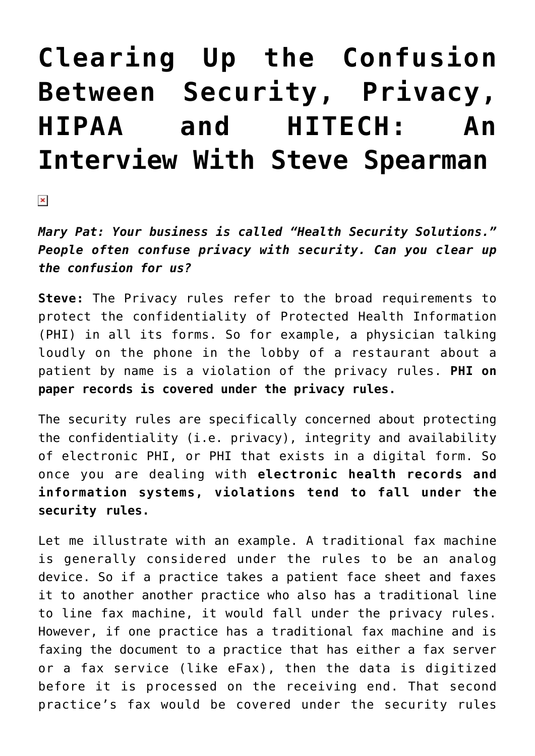# Clearing Up the Confusion Between Security, Privacy, HIPAA and HITECH: An Interview With Steve Spearman

***Mary Pat: Your business is called "Health Security Solutions." People often confuse privacy with security. Can you clear up the confusion for us?***

**Steve:** The Privacy rules refer to the broad requirements to protect the confidentiality of Protected Health Information (PHI) in all its forms. So for example, a physician talking loudly on the phone in the lobby of a restaurant about a patient by name is a violation of the privacy rules. **PHI on paper records is covered under the privacy rules.**

The security rules are specifically concerned about protecting the confidentiality (i.e. privacy), integrity and availability of electronic PHI, or PHI that exists in a digital form. So once you are dealing with **electronic health records and information systems, violations tend to fall under the security rules.**

Let me illustrate with an example. A traditional fax machine is generally considered under the rules to be an analog device. So if a practice takes a patient face sheet and faxes it to another another practice who also has a traditional line to line fax machine, it would fall under the privacy rules. However, if one practice has a traditional fax machine and is faxing the document to a practice that has either a fax server or a fax service (like eFax), then the data is digitized before it is processed on the receiving end. That second practice's fax would be covered under the security rules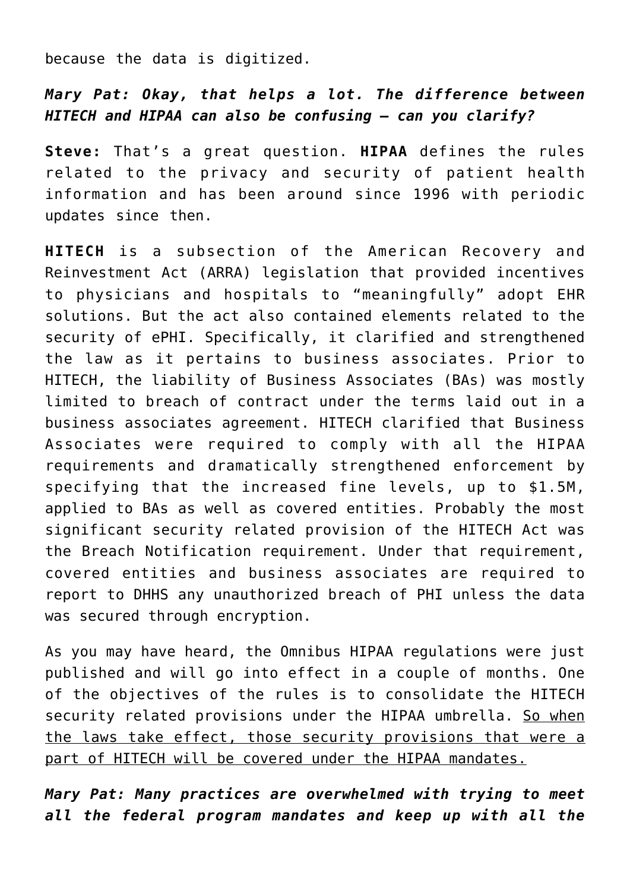because the data is digitized.

***Mary Pat: Okay, that helps a lot. The difference between HITECH and HIPAA can also be confusing – can you clarify?***

**Steve:** That's a great question. **HIPAA** defines the rules related to the privacy and security of patient health information and has been around since 1996 with periodic updates since then.

**HITECH** is a subsection of the American Recovery and Reinvestment Act (ARRA) legislation that provided incentives to physicians and hospitals to "meaningfully" adopt EHR solutions. But the act also contained elements related to the security of ePHI. Specifically, it clarified and strengthened the law as it pertains to business associates. Prior to HITECH, the liability of Business Associates (BAs) was mostly limited to breach of contract under the terms laid out in a business associates agreement. HITECH clarified that Business Associates were required to comply with all the HIPAA requirements and dramatically strengthened enforcement by specifying that the increased fine levels, up to $1.5M, applied to BAs as well as covered entities. Probably the most significant security related provision of the HITECH Act was the Breach Notification requirement. Under that requirement, covered entities and business associates are required to report to DHHS any unauthorized breach of PHI unless the data was secured through encryption.

As you may have heard, the Omnibus HIPAA regulations were just published and will go into effect in a couple of months. One of the objectives of the rules is to consolidate the HITECH security related provisions under the HIPAA umbrella. <u>So when the laws take effect, those security provisions that were a part of HITECH will be covered under the HIPAA mandates.</u>

***Mary Pat: Many practices are overwhelmed with trying to meet all the federal program mandates and keep up with all the***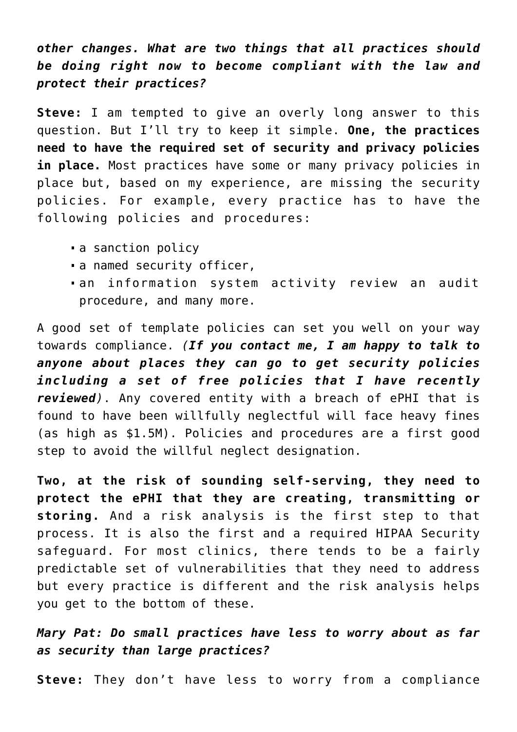***other changes. What are two things that all practices should be doing right now to become compliant with the law and protect their practices?***

**Steve:** I am tempted to give an overly long answer to this question. But I'll try to keep it simple. **One, the practices need to have the required set of security and privacy policies in place.** Most practices have some or many privacy policies in place but, based on my experience, are missing the security policies. For example, every practice has to have the following policies and procedures:

- a sanction policy
- a named security officer,
- an information system activity review an audit procedure, and many more.

A good set of template policies can set you well on your way towards compliance. *(**If you contact me, I am happy to talk to anyone about places they can go to get security policies including a set of free policies that I have recently reviewed**)*. Any covered entity with a breach of ePHI that is found to have been willfully neglectful will face heavy fines (as high as $1.5M). Policies and procedures are a first good step to avoid the willful neglect designation.

**Two, at the risk of sounding self-serving, they need to protect the ePHI that they are creating, transmitting or storing.** And a risk analysis is the first step to that process. It is also the first and a required HIPAA Security safeguard. For most clinics, there tends to be a fairly predictable set of vulnerabilities that they need to address but every practice is different and the risk analysis helps you get to the bottom of these.

***Mary Pat: Do small practices have less to worry about as far as security than large practices?***

**Steve:** They don't have less to worry from a compliance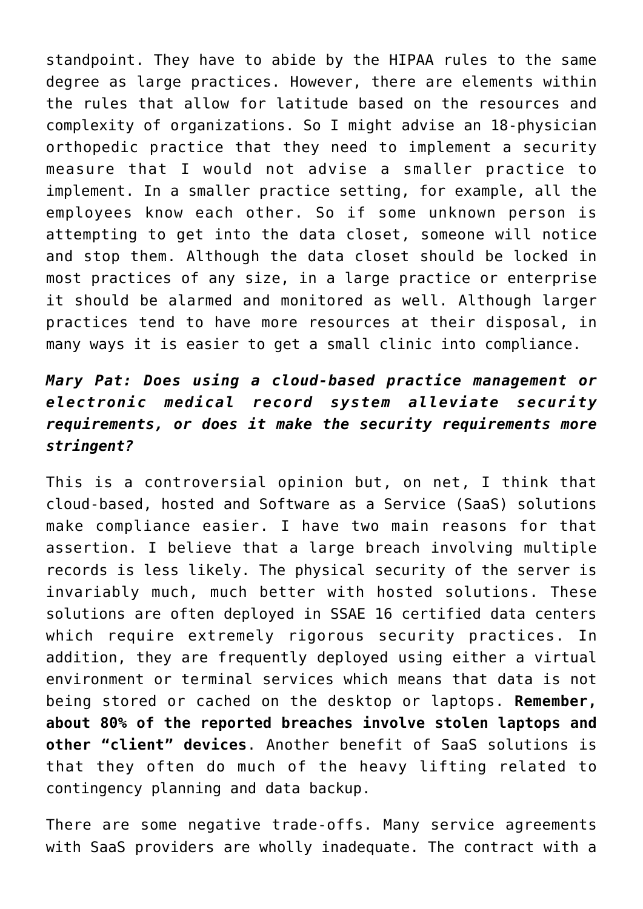standpoint. They have to abide by the HIPAA rules to the same degree as large practices. However, there are elements within the rules that allow for latitude based on the resources and complexity of organizations. So I might advise an 18-physician orthopedic practice that they need to implement a security measure that I would not advise a smaller practice to implement. In a smaller practice setting, for example, all the employees know each other. So if some unknown person is attempting to get into the data closet, someone will notice and stop them. Although the data closet should be locked in most practices of any size, in a large practice or enterprise it should be alarmed and monitored as well. Although larger practices tend to have more resources at their disposal, in many ways it is easier to get a small clinic into compliance.

***Mary Pat: Does using a cloud-based practice management or electronic medical record system alleviate security requirements, or does it make the security requirements more stringent?***

This is a controversial opinion but, on net, I think that cloud-based, hosted and Software as a Service (SaaS) solutions make compliance easier. I have two main reasons for that assertion. I believe that a large breach involving multiple records is less likely. The physical security of the server is invariably much, much better with hosted solutions. These solutions are often deployed in SSAE 16 certified data centers which require extremely rigorous security practices. In addition, they are frequently deployed using either a virtual environment or terminal services which means that data is not being stored or cached on the desktop or laptops. **Remember, about 80% of the reported breaches involve stolen laptops and other "client" devices**. Another benefit of SaaS solutions is that they often do much of the heavy lifting related to contingency planning and data backup.

There are some negative trade-offs. Many service agreements with SaaS providers are wholly inadequate. The contract with a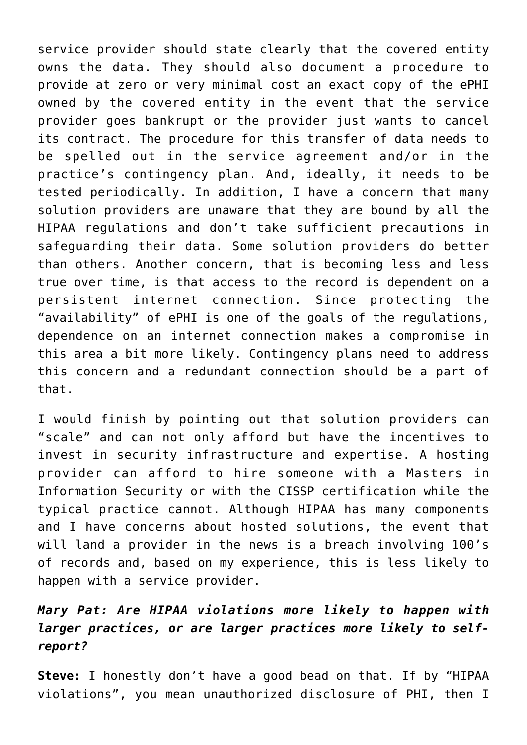service provider should state clearly that the covered entity owns the data. They should also document a procedure to provide at zero or very minimal cost an exact copy of the ePHI owned by the covered entity in the event that the service provider goes bankrupt or the provider just wants to cancel its contract. The procedure for this transfer of data needs to be spelled out in the service agreement and/or in the practice's contingency plan. And, ideally, it needs to be tested periodically. In addition, I have a concern that many solution providers are unaware that they are bound by all the HIPAA regulations and don't take sufficient precautions in safeguarding their data. Some solution providers do better than others. Another concern, that is becoming less and less true over time, is that access to the record is dependent on a persistent internet connection. Since protecting the "availability" of ePHI is one of the goals of the regulations, dependence on an internet connection makes a compromise in this area a bit more likely. Contingency plans need to address this concern and a redundant connection should be a part of that.

I would finish by pointing out that solution providers can "scale" and can not only afford but have the incentives to invest in security infrastructure and expertise. A hosting provider can afford to hire someone with a Masters in Information Security or with the CISSP certification while the typical practice cannot. Although HIPAA has many components and I have concerns about hosted solutions, the event that will land a provider in the news is a breach involving 100's of records and, based on my experience, this is less likely to happen with a service provider.

***Mary Pat: Are HIPAA violations more likely to happen with larger practices, or are larger practices more likely to self-report?***

**Steve:** I honestly don't have a good bead on that. If by "HIPAA violations", you mean unauthorized disclosure of PHI, then I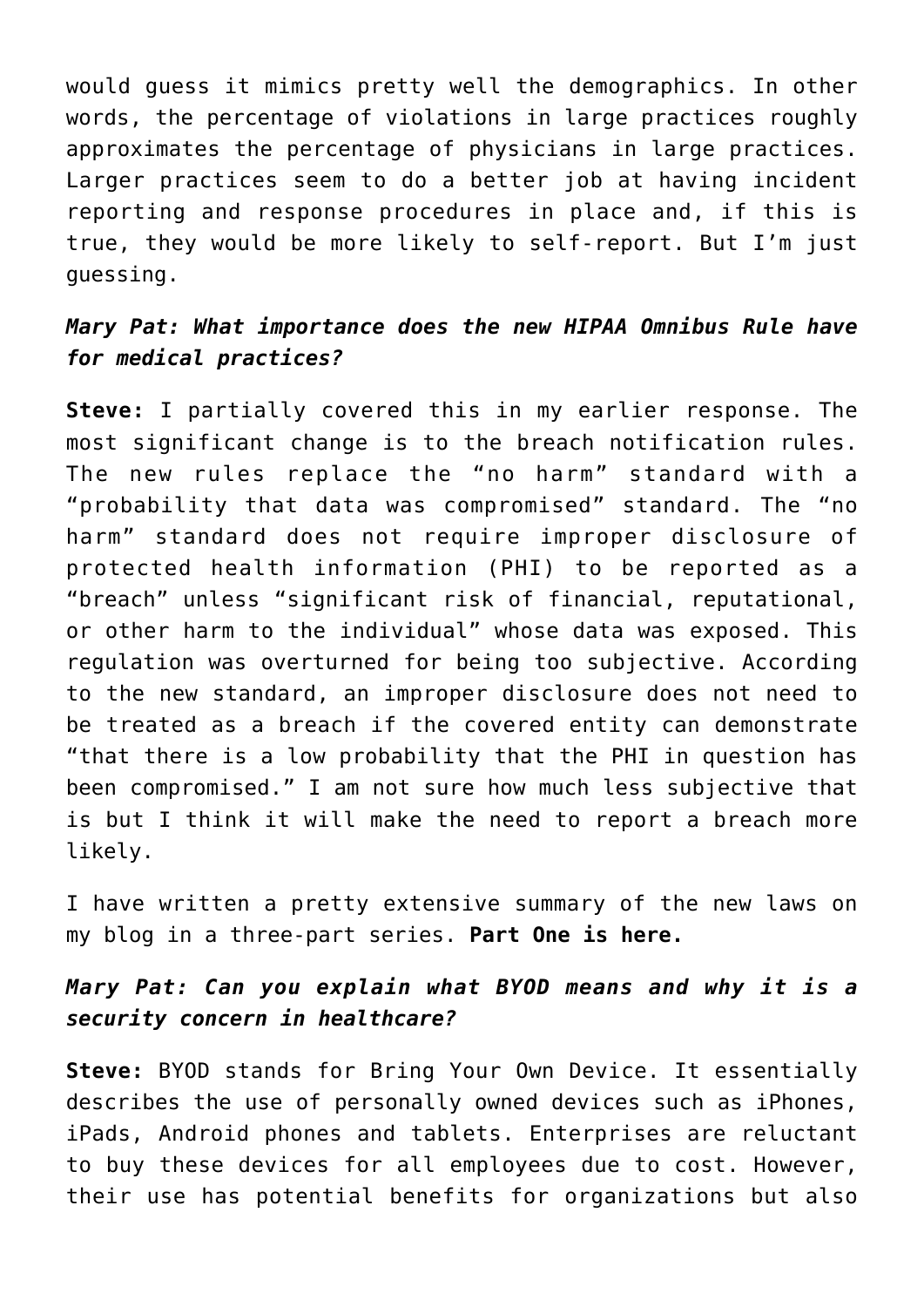would guess it mimics pretty well the demographics. In other words, the percentage of violations in large practices roughly approximates the percentage of physicians in large practices. Larger practices seem to do a better job at having incident reporting and response procedures in place and, if this is true, they would be more likely to self-report. But I'm just guessing.

***Mary Pat: What importance does the new HIPAA Omnibus Rule have for medical practices?***

**Steve:** I partially covered this in my earlier response. The most significant change is to the breach notification rules. The new rules replace the "no harm" standard with a "probability that data was compromised" standard. The "no harm" standard does not require improper disclosure of protected health information (PHI) to be reported as a "breach" unless "significant risk of financial, reputational, or other harm to the individual" whose data was exposed. This regulation was overturned for being too subjective. According to the new standard, an improper disclosure does not need to be treated as a breach if the covered entity can demonstrate "that there is a low probability that the PHI in question has been compromised." I am not sure how much less subjective that is but I think it will make the need to report a breach more likely.

I have written a pretty extensive summary of the new laws on my blog in a three-part series. **Part One is here.**

***Mary Pat: Can you explain what BYOD means and why it is a security concern in healthcare?***

**Steve:** BYOD stands for Bring Your Own Device. It essentially describes the use of personally owned devices such as iPhones, iPads, Android phones and tablets. Enterprises are reluctant to buy these devices for all employees due to cost. However, their use has potential benefits for organizations but also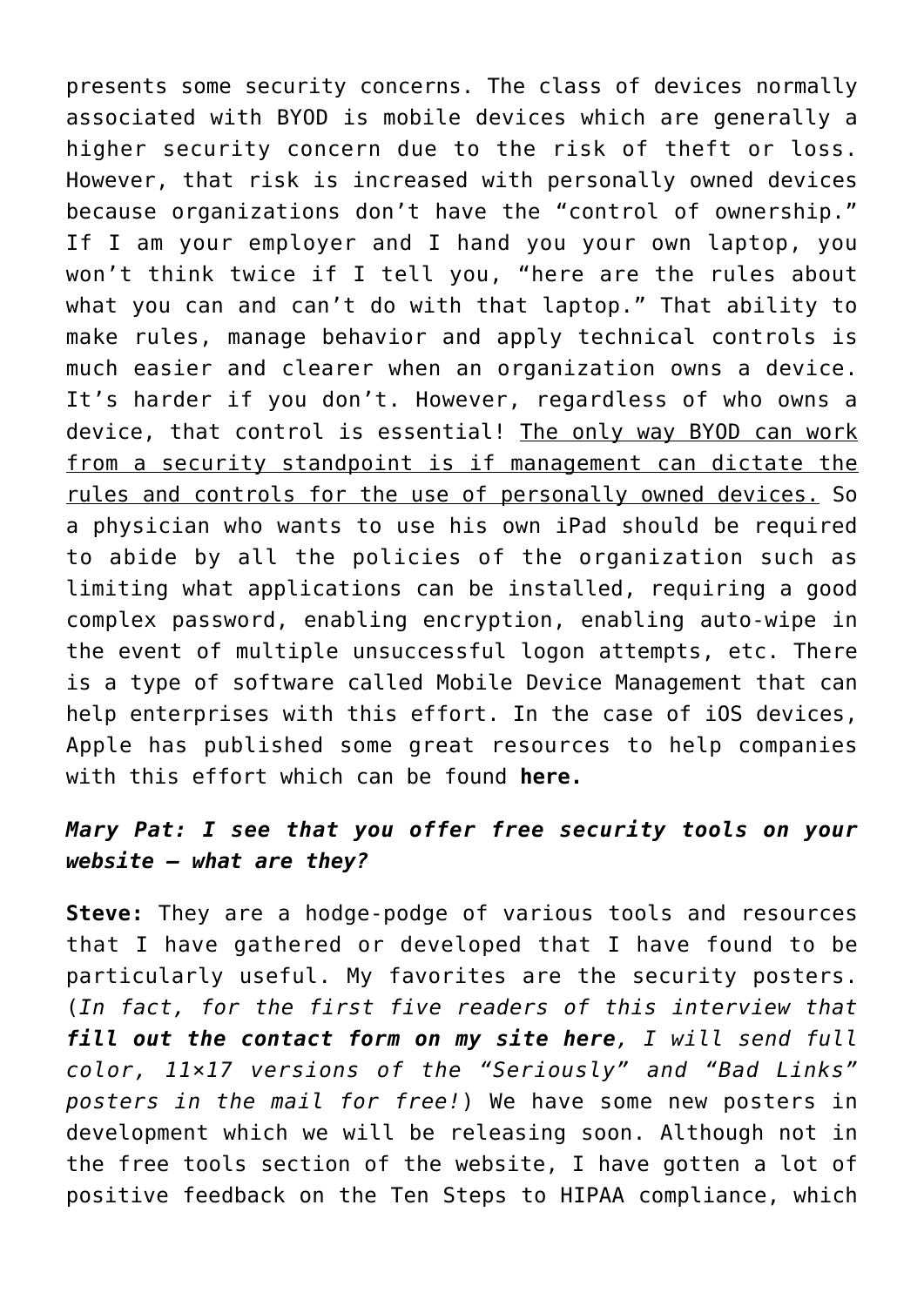presents some security concerns. The class of devices normally associated with BYOD is mobile devices which are generally a higher security concern due to the risk of theft or loss. However, that risk is increased with personally owned devices because organizations don't have the "control of ownership." If I am your employer and I hand you your own laptop, you won't think twice if I tell you, "here are the rules about what you can and can't do with that laptop." That ability to make rules, manage behavior and apply technical controls is much easier and clearer when an organization owns a device. It's harder if you don't. However, regardless of who owns a device, that control is essential! <u>The only way BYOD can work from a security standpoint is if management can dictate the rules and controls for the use of personally owned devices.</u> So a physician who wants to use his own iPad should be required to abide by all the policies of the organization such as limiting what applications can be installed, requiring a good complex password, enabling encryption, enabling auto-wipe in the event of multiple unsuccessful logon attempts, etc. There is a type of software called Mobile Device Management that can help enterprises with this effort. In the case of iOS devices, Apple has published some great resources to help companies with this effort which can be found **here.**

***Mary Pat: I see that you offer free security tools on your website – what are they?***

**Steve:** They are a hodge-podge of various tools and resources that I have gathered or developed that I have found to be particularly useful. My favorites are the security posters. (*In fact, for the first five readers of this interview that* ***fill out the contact form on my site here****, I will send full color, 11×17 versions of the "Seriously" and "Bad Links" posters in the mail for free!*) We have some new posters in development which we will be releasing soon. Although not in the free tools section of the website, I have gotten a lot of positive feedback on the Ten Steps to HIPAA compliance, which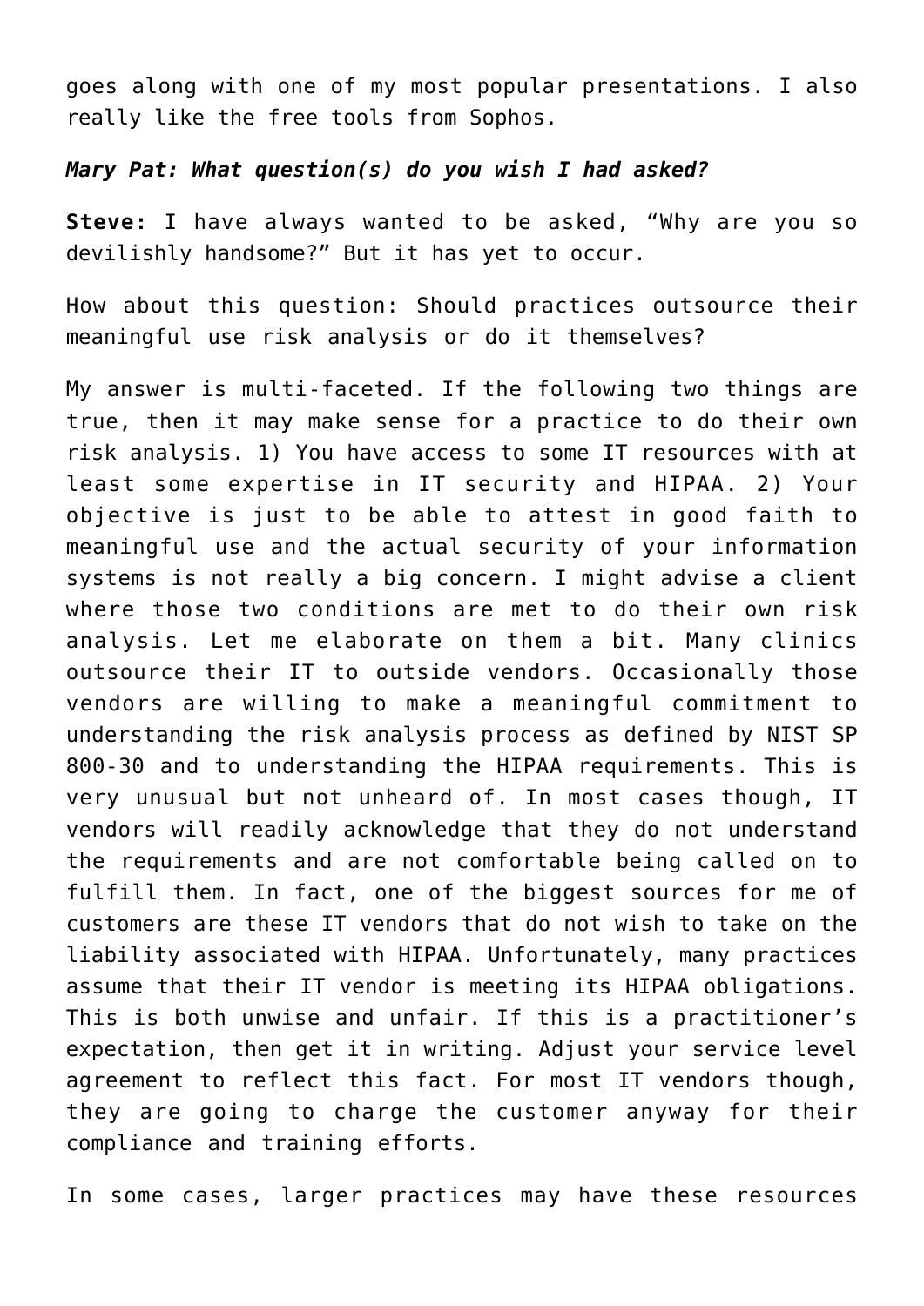goes along with one of my most popular presentations. I also really like the free tools from Sophos.

***Mary Pat: What question(s) do you wish I had asked?***

**Steve:** I have always wanted to be asked, “Why are you so devilishly handsome?” But it has yet to occur.

How about this question: Should practices outsource their meaningful use risk analysis or do it themselves?

My answer is multi-faceted. If the following two things are true, then it may make sense for a practice to do their own risk analysis. 1) You have access to some IT resources with at least some expertise in IT security and HIPAA. 2) Your objective is just to be able to attest in good faith to meaningful use and the actual security of your information systems is not really a big concern. I might advise a client where those two conditions are met to do their own risk analysis. Let me elaborate on them a bit. Many clinics outsource their IT to outside vendors. Occasionally those vendors are willing to make a meaningful commitment to understanding the risk analysis process as defined by NIST SP 800-30 and to understanding the HIPAA requirements. This is very unusual but not unheard of. In most cases though, IT vendors will readily acknowledge that they do not understand the requirements and are not comfortable being called on to fulfill them. In fact, one of the biggest sources for me of customers are these IT vendors that do not wish to take on the liability associated with HIPAA. Unfortunately, many practices assume that their IT vendor is meeting its HIPAA obligations. This is both unwise and unfair. If this is a practitioner’s expectation, then get it in writing. Adjust your service level agreement to reflect this fact. For most IT vendors though, they are going to charge the customer anyway for their compliance and training efforts.

In some cases, larger practices may have these resources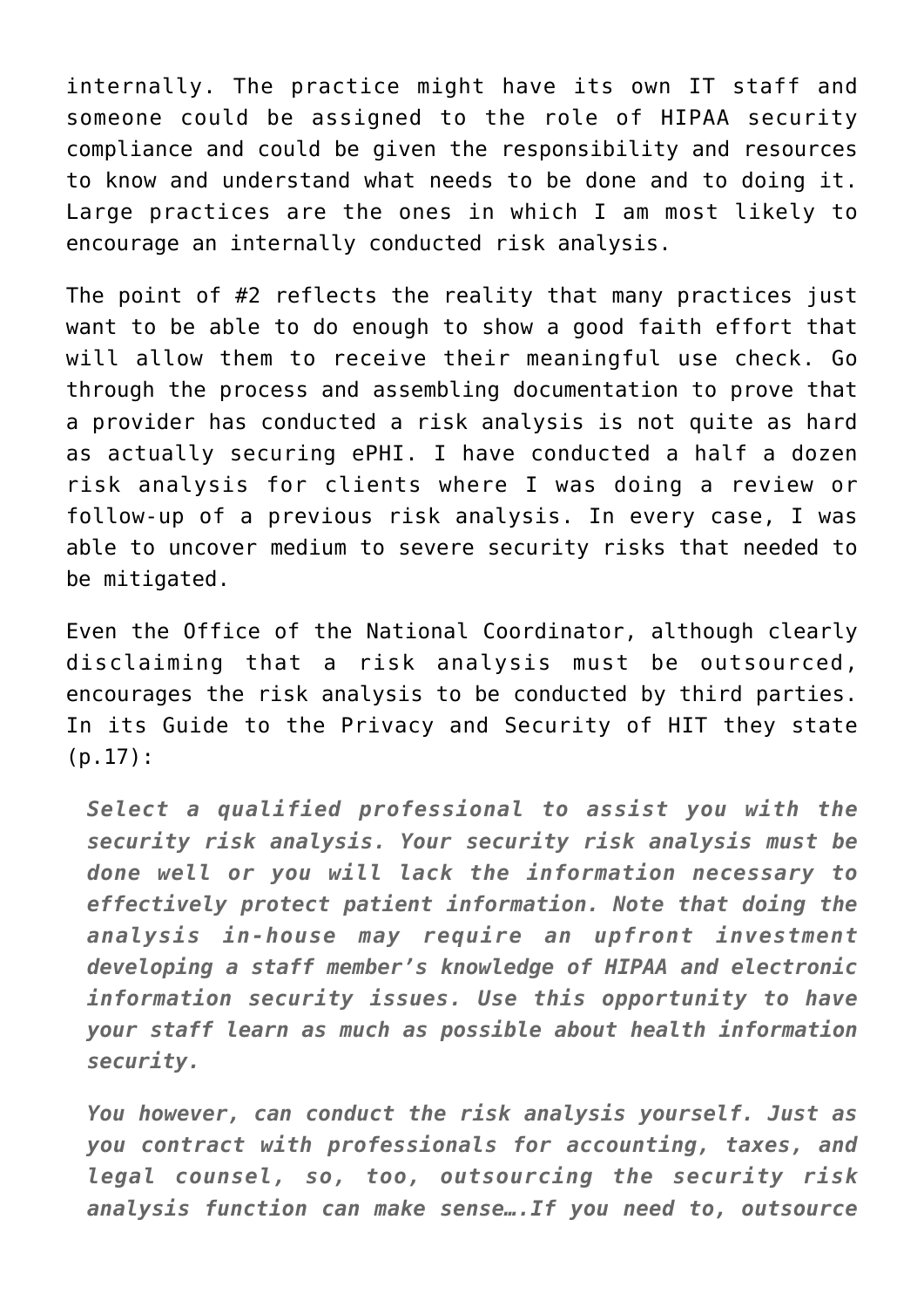internally. The practice might have its own IT staff and someone could be assigned to the role of HIPAA security compliance and could be given the responsibility and resources to know and understand what needs to be done and to doing it. Large practices are the ones in which I am most likely to encourage an internally conducted risk analysis.

The point of #2 reflects the reality that many practices just want to be able to do enough to show a good faith effort that will allow them to receive their meaningful use check. Go through the process and assembling documentation to prove that a provider has conducted a risk analysis is not quite as hard as actually securing ePHI. I have conducted a half a dozen risk analysis for clients where I was doing a review or follow-up of a previous risk analysis. In every case, I was able to uncover medium to severe security risks that needed to be mitigated.

Even the Office of the National Coordinator, although clearly disclaiming that a risk analysis must be outsourced, encourages the risk analysis to be conducted by third parties. In its Guide to the Privacy and Security of HIT they state (p.17):

> ***Select a qualified professional to assist you with the security risk analysis. Your security risk analysis must be done well or you will lack the information necessary to effectively protect patient information. Note that doing the analysis in-house may require an upfront investment developing a staff member's knowledge of HIPAA and electronic information security issues. Use this opportunity to have your staff learn as much as possible about health information security.***
>
> ***You however, can conduct the risk analysis yourself. Just as you contract with professionals for accounting, taxes, and legal counsel, so, too, outsourcing the security risk analysis function can make sense….If you need to, outsource***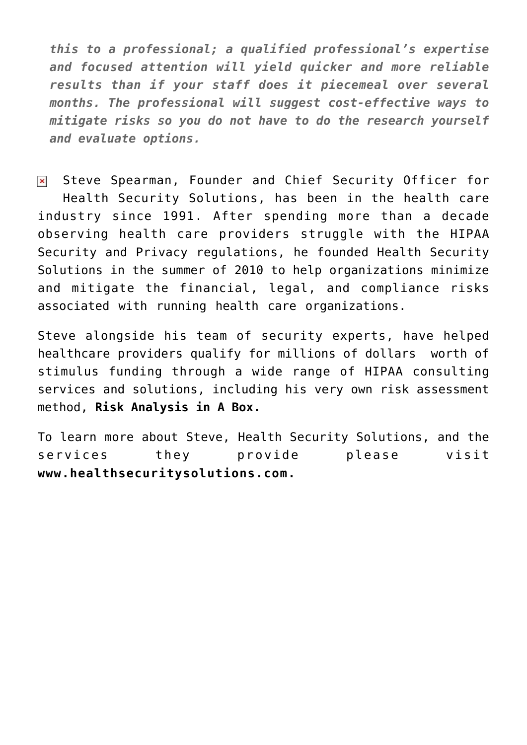*this to a professional; a qualified professional's expertise and focused attention will yield quicker and more reliable results than if your staff does it piecemeal over several months. The professional will suggest cost-effective ways to mitigate risks so you do not have to do the research yourself and evaluate options.*

Steve Spearman, Founder and Chief Security Officer for Health Security Solutions, has been in the health care industry since 1991. After spending more than a decade observing health care providers struggle with the HIPAA Security and Privacy regulations, he founded Health Security Solutions in the summer of 2010 to help organizations minimize and mitigate the financial, legal, and compliance risks associated with running health care organizations.

Steve alongside his team of security experts, have helped healthcare providers qualify for millions of dollars worth of stimulus funding through a wide range of HIPAA consulting services and solutions, including his very own risk assessment method, **Risk Analysis in A Box.**

To learn more about Steve, Health Security Solutions, and the services they provide please visit **www.healthsecuritysolutions.com.**